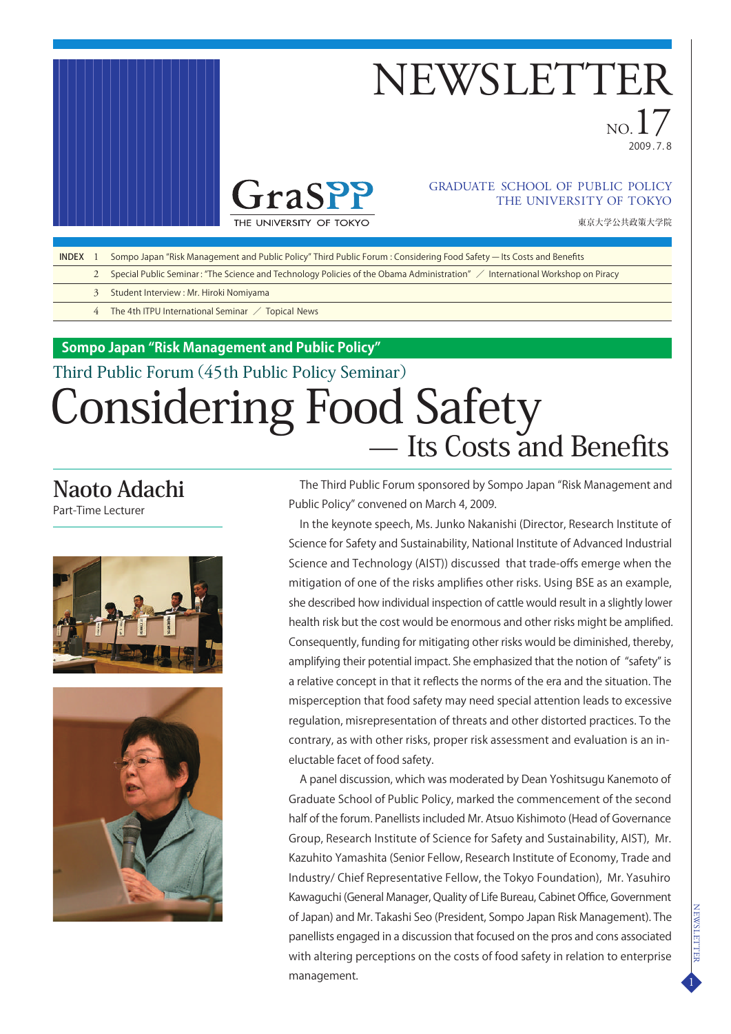# NEWSLETTER

NO. 17

2009.7.8

GraSPP THE UNIVERSITY OF TOKYO

GRADUATE SCHOOL OF PUBLIC POLICY
THE UNIVERSITY OF TOKYO

東京大学公共政策大学院

| INDEX | | |
|---|---|---|
| | 1 | Sompo Japan "Risk Management and Public Policy" Third Public Forum : Considering Food Safety — Its Costs and Benefits |
| | 2 | Special Public Seminar : "The Science and Technology Policies of the Obama Administration" ／ International Workshop on Piracy |
| | 3 | Student Interview : Mr. Hiroki Nomiyama |
| | 4 | The 4th ITPU International Seminar ／ Topical News |

**Sompo Japan "Risk Management and Public Policy"**

## Third Public Forum (45th Public Policy Seminar)

# Considering Food Safety — Its Costs and Benefits

### Naoto Adachi

Part-Time Lecturer

The Third Public Forum sponsored by Sompo Japan "Risk Management and Public Policy" convened on March 4, 2009.

In the keynote speech, Ms. Junko Nakanishi (Director, Research Institute of Science for Safety and Sustainability, National Institute of Advanced Industrial Science and Technology (AIST)) discussed that trade-offs emerge when the mitigation of one of the risks amplifies other risks. Using BSE as an example, she described how individual inspection of cattle would result in a slightly lower health risk but the cost would be enormous and other risks might be amplified. Consequently, funding for mitigating other risks would be diminished, thereby, amplifying their potential impact. She emphasized that the notion of "safety" is a relative concept in that it reflects the norms of the era and the situation. The misperception that food safety may need special attention leads to excessive regulation, misrepresentation of threats and other distorted practices. To the contrary, as with other risks, proper risk assessment and evaluation is an ineluctable facet of food safety.

A panel discussion, which was moderated by Dean Yoshitsugu Kanemoto of Graduate School of Public Policy, marked the commencement of the second half of the forum. Panellists included Mr. Atsuo Kishimoto (Head of Governance Group, Research Institute of Science for Safety and Sustainability, AIST), Mr. Kazuhito Yamashita (Senior Fellow, Research Institute of Economy, Trade and Industry/ Chief Representative Fellow, the Tokyo Foundation), Mr. Yasuhiro Kawaguchi (General Manager, Quality of Life Bureau, Cabinet Office, Government of Japan) and Mr. Takashi Seo (President, Sompo Japan Risk Management). The panellists engaged in a discussion that focused on the pros and cons associated with altering perceptions on the costs of food safety in relation to enterprise management.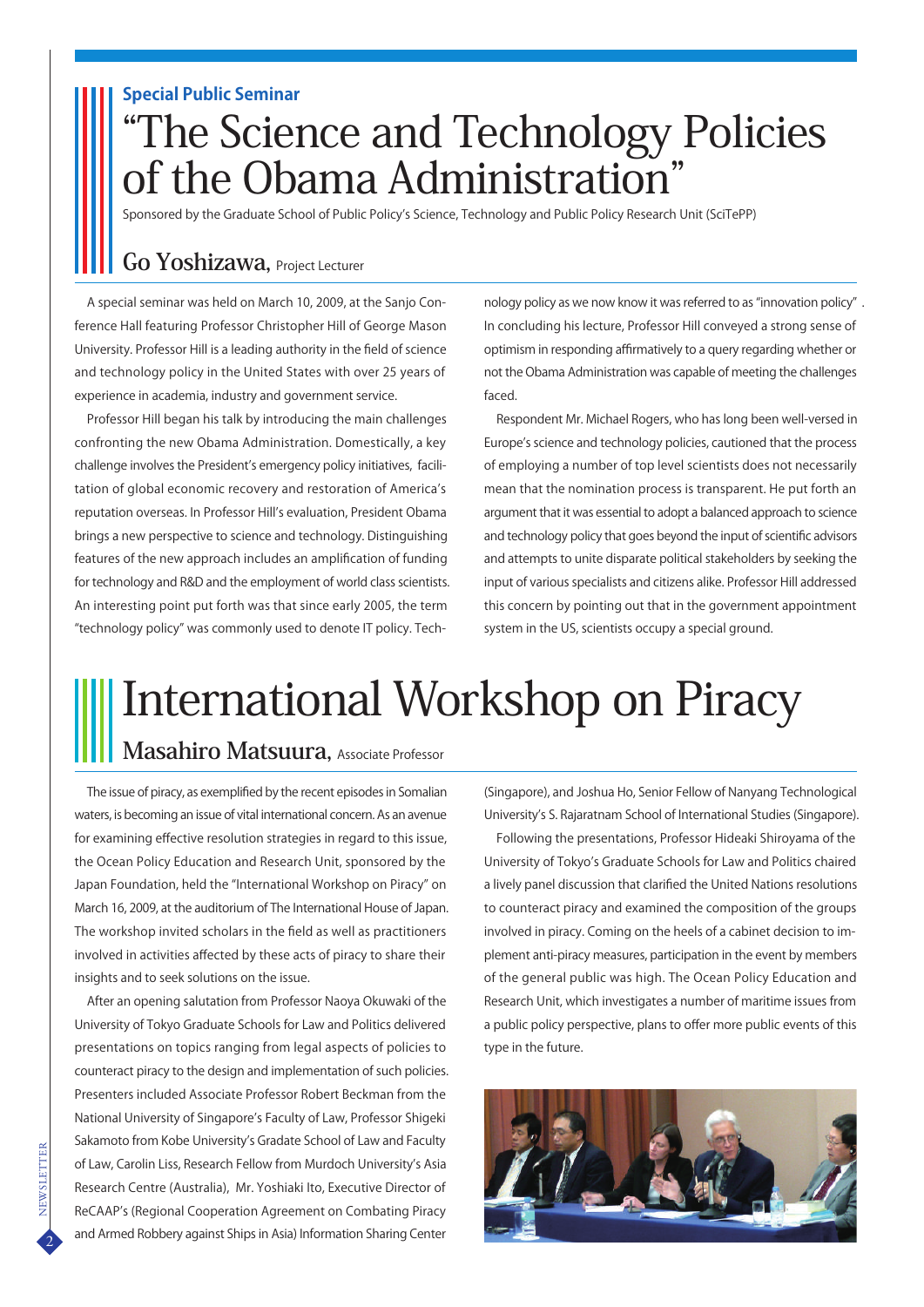**Special Public Seminar**

# "The Science and Technology Policies of the Obama Administration"

Sponsored by the Graduate School of Public Policy's Science, Technology and Public Policy Research Unit (SciTePP)

## Go Yoshizawa, Project Lecturer

A special seminar was held on March 10, 2009, at the Sanjo Conference Hall featuring Professor Christopher Hill of George Mason University. Professor Hill is a leading authority in the field of science and technology policy in the United States with over 25 years of experience in academia, industry and government service.

Professor Hill began his talk by introducing the main challenges confronting the new Obama Administration. Domestically, a key challenge involves the President's emergency policy initiatives, facilitation of global economic recovery and restoration of America's reputation overseas. In Professor Hill's evaluation, President Obama brings a new perspective to science and technology. Distinguishing features of the new approach includes an amplification of funding for technology and R&D and the employment of world class scientists. An interesting point put forth was that since early 2005, the term "technology policy" was commonly used to denote IT policy. Technology policy as we now know it was referred to as "innovation policy". In concluding his lecture, Professor Hill conveyed a strong sense of optimism in responding affirmatively to a query regarding whether or not the Obama Administration was capable of meeting the challenges faced.

Respondent Mr. Michael Rogers, who has long been well-versed in Europe's science and technology policies, cautioned that the process of employing a number of top level scientists does not necessarily mean that the nomination process is transparent. He put forth an argument that it was essential to adopt a balanced approach to science and technology policy that goes beyond the input of scientific advisors and attempts to unite disparate political stakeholders by seeking the input of various specialists and citizens alike. Professor Hill addressed this concern by pointing out that in the government appointment system in the US, scientists occupy a special ground.

# International Workshop on Piracy

## Masahiro Matsuura, Associate Professor

The issue of piracy, as exemplified by the recent episodes in Somalian waters, is becoming an issue of vital international concern. As an avenue for examining effective resolution strategies in regard to this issue, the Ocean Policy Education and Research Unit, sponsored by the Japan Foundation, held the "International Workshop on Piracy" on March 16, 2009, at the auditorium of The International House of Japan. The workshop invited scholars in the field as well as practitioners involved in activities affected by these acts of piracy to share their insights and to seek solutions on the issue.

After an opening salutation from Professor Naoya Okuwaki of the University of Tokyo Graduate Schools for Law and Politics delivered presentations on topics ranging from legal aspects of policies to counteract piracy to the design and implementation of such policies. Presenters included Associate Professor Robert Beckman from the National University of Singapore's Faculty of Law, Professor Shigeki Sakamoto from Kobe University's Gradate School of Law and Faculty of Law, Carolin Liss, Research Fellow from Murdoch University's Asia Research Centre (Australia), Mr. Yoshiaki Ito, Executive Director of ReCAAP's (Regional Cooperation Agreement on Combating Piracy and Armed Robbery against Ships in Asia) Information Sharing Center (Singapore), and Joshua Ho, Senior Fellow of Nanyang Technological University's S. Rajaratnam School of International Studies (Singapore).

Following the presentations, Professor Hideaki Shiroyama of the University of Tokyo's Graduate Schools for Law and Politics chaired a lively panel discussion that clarified the United Nations resolutions to counteract piracy and examined the composition of the groups involved in piracy. Coming on the heels of a cabinet decision to implement anti-piracy measures, participation in the event by members of the general public was high. The Ocean Policy Education and Research Unit, which investigates a number of maritime issues from a public policy perspective, plans to offer more public events of this type in the future.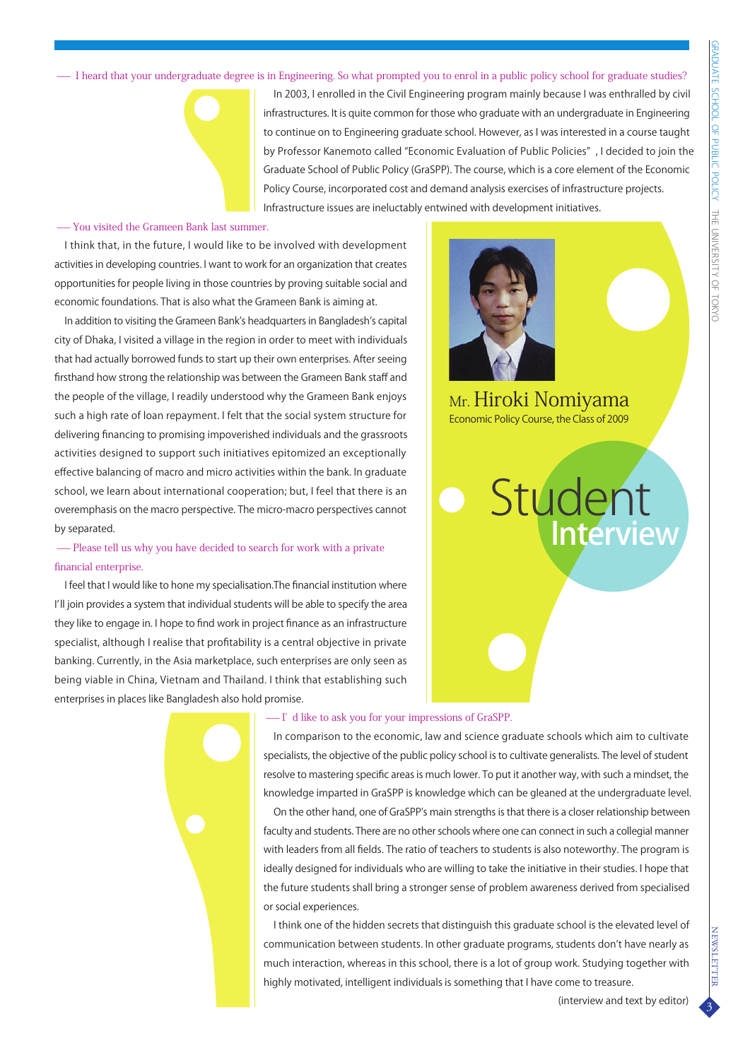# Student Interview

**Mr. Hiroki Nomiyama**
Economic Policy Course, the Class of 2009

— I heard that your undergraduate degree is in Engineering. So what prompted you to enrol in a public policy school for graduate studies?

In 2003, I enrolled in the Civil Engineering program mainly because I was enthralled by civil infrastructures. It is quite common for those who graduate with an undergraduate in Engineering to continue on to Engineering graduate school. However, as I was interested in a course taught by Professor Kanemoto called "Economic Evaluation of Public Policies", I decided to join the Graduate School of Public Policy (GraSPP). The course, which is a core element of the Economic Policy Course, incorporated cost and demand analysis exercises of infrastructure projects. Infrastructure issues are ineluctably entwined with development initiatives.

— You visited the Grameen Bank last summer.

I think that, in the future, I would like to be involved with development activities in developing countries. I want to work for an organization that creates opportunities for people living in those countries by proving suitable social and economic foundations. That is also what the Grameen Bank is aiming at.

In addition to visiting the Grameen Bank's headquarters in Bangladesh's capital city of Dhaka, I visited a village in the region in order to meet with individuals that had actually borrowed funds to start up their own enterprises. After seeing firsthand how strong the relationship was between the Grameen Bank staff and the people of the village, I readily understood why the Grameen Bank enjoys such a high rate of loan repayment. I felt that the social system structure for delivering financing to promising impoverished individuals and the grassroots activities designed to support such initiatives epitomized an exceptionally effective balancing of macro and micro activities within the bank. In graduate school, we learn about international cooperation; but, I feel that there is an overemphasis on the macro perspective. The micro-macro perspectives cannot by separated.

— Please tell us why you have decided to search for work with a private financial enterprise.

I feel that I would like to hone my specialisation.The financial institution where I'll join provides a system that individual students will be able to specify the area they like to engage in. I hope to find work in project finance as an infrastructure specialist, although I realise that profitability is a central objective in private banking. Currently, in the Asia marketplace, such enterprises are only seen as being viable in China, Vietnam and Thailand. I think that establishing such enterprises in places like Bangladesh also hold promise.

— I' d like to ask you for your impressions of GraSPP.

In comparison to the economic, law and science graduate schools which aim to cultivate specialists, the objective of the public policy school is to cultivate generalists. The level of student resolve to mastering specific areas is much lower. To put it another way, with such a mindset, the knowledge imparted in GraSPP is knowledge which can be gleaned at the undergraduate level.

On the other hand, one of GraSPP's main strengths is that there is a closer relationship between faculty and students. There are no other schools where one can connect in such a collegial manner with leaders from all fields. The ratio of teachers to students is also noteworthy. The program is ideally designed for individuals who are willing to take the initiative in their studies. I hope that the future students shall bring a stronger sense of problem awareness derived from specialised or social experiences.

I think one of the hidden secrets that distinguish this graduate school is the elevated level of communication between students. In other graduate programs, students don't have nearly as much interaction, whereas in this school, there is a lot of group work. Studying together with highly motivated, intelligent individuals is something that I have come to treasure.

(interview and text by editor)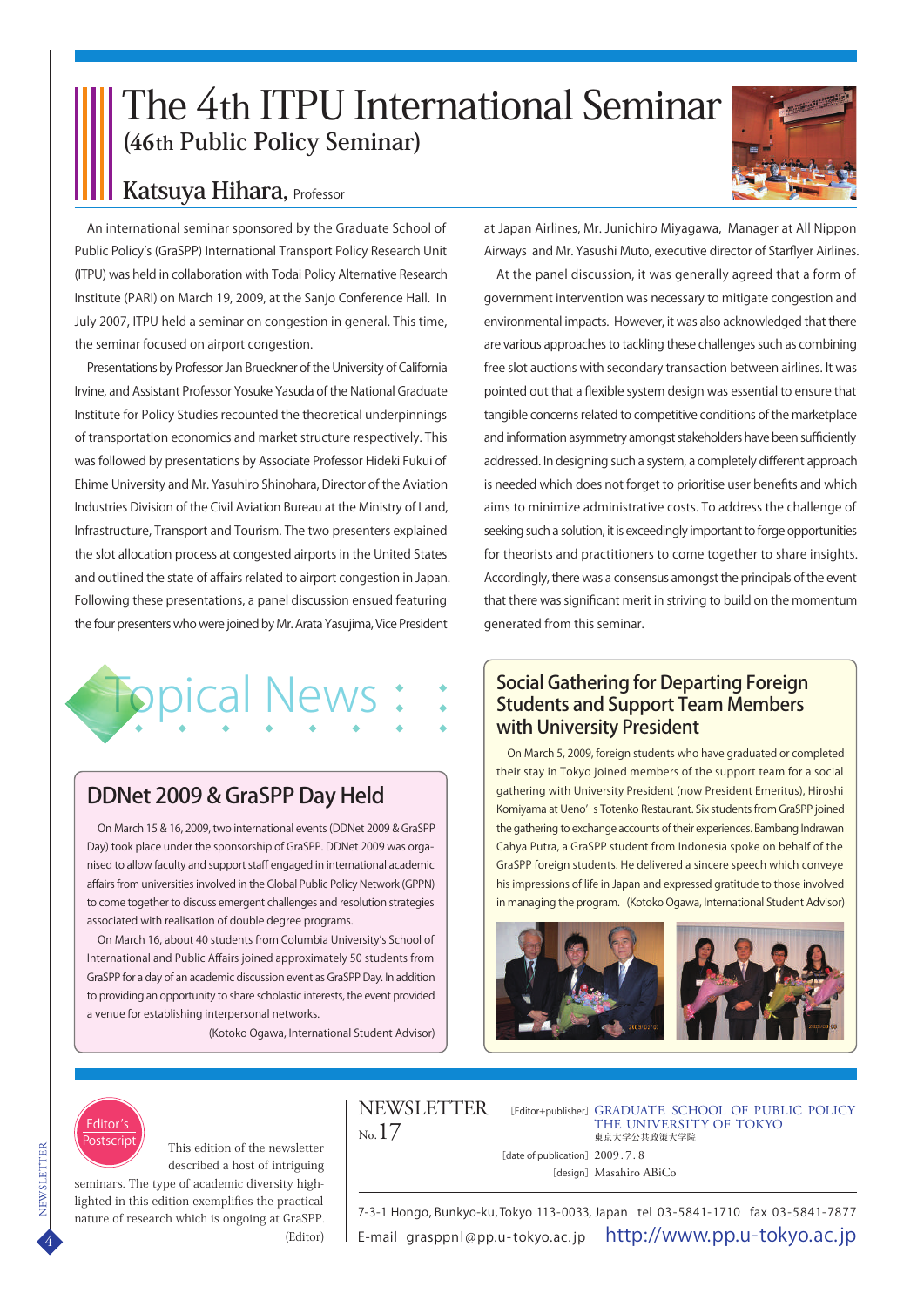# The 4th ITPU International Seminar (46th Public Policy Seminar)

## Katsuya Hihara, Professor

An international seminar sponsored by the Graduate School of Public Policy's (GraSPP) International Transport Policy Research Unit (ITPU) was held in collaboration with Todai Policy Alternative Research Institute (PARI) on March 19, 2009, at the Sanjo Conference Hall. In July 2007, ITPU held a seminar on congestion in general. This time, the seminar focused on airport congestion.

Presentations by Professor Jan Brueckner of the University of California Irvine, and Assistant Professor Yosuke Yasuda of the National Graduate Institute for Policy Studies recounted the theoretical underpinnings of transportation economics and market structure respectively. This was followed by presentations by Associate Professor Hideki Fukui of Ehime University and Mr. Yasuhiro Shinohara, Director of the Aviation Industries Division of the Civil Aviation Bureau at the Ministry of Land, Infrastructure, Transport and Tourism. The two presenters explained the slot allocation process at congested airports in the United States and outlined the state of affairs related to airport congestion in Japan. Following these presentations, a panel discussion ensued featuring the four presenters who were joined by Mr. Arata Yasujima, Vice President at Japan Airlines, Mr. Junichiro Miyagawa, Manager at All Nippon Airways and Mr. Yasushi Muto, executive director of Starflyer Airlines.

At the panel discussion, it was generally agreed that a form of government intervention was necessary to mitigate congestion and environmental impacts. However, it was also acknowledged that there are various approaches to tackling these challenges such as combining free slot auctions with secondary transaction between airlines. It was pointed out that a flexible system design was essential to ensure that tangible concerns related to competitive conditions of the marketplace and information asymmetry amongst stakeholders have been sufficiently addressed. In designing such a system, a completely different approach is needed which does not forget to prioritise user benefits and which aims to minimize administrative costs. To address the challenge of seeking such a solution, it is exceedingly important to forge opportunities for theorists and practitioners to come together to share insights. Accordingly, there was a consensus amongst the principals of the event that there was significant merit in striving to build on the momentum generated from this seminar.

# Topical News

## DDNet 2009 & GraSPP Day Held

On March 15 & 16, 2009, two international events (DDNet 2009 & GraSPP Day) took place under the sponsorship of GraSPP. DDNet 2009 was organised to allow faculty and support staff engaged in international academic affairs from universities involved in the Global Public Policy Network (GPPN) to come together to discuss emergent challenges and resolution strategies associated with realisation of double degree programs.

On March 16, about 40 students from Columbia University's School of International and Public Affairs joined approximately 50 students from GraSPP for a day of an academic discussion event as GraSPP Day. In addition to providing an opportunity to share scholastic interests, the event provided a venue for establishing interpersonal networks.

(Kotoko Ogawa, International Student Advisor)

## Social Gathering for Departing Foreign Students and Support Team Members with University President

On March 5, 2009, foreign students who have graduated or completed their stay in Tokyo joined members of the support team for a social gathering with University President (now President Emeritus), Hiroshi Komiyama at Ueno' s Totenko Restaurant. Six students from GraSPP joined the gathering to exchange accounts of their experiences. Bambang Indrawan Cahya Putra, a GraSPP student from Indonesia spoke on behalf of the GraSPP foreign students. He delivered a sincere speech which conveye his impressions of life in Japan and expressed gratitude to those involved in managing the program. (Kotoko Ogawa, International Student Advisor)

## Editor's Postscript

This edition of the newsletter described a host of intriguing seminars. The type of academic diversity highlighted in this edition exemplifies the practical nature of research which is ongoing at GraSPP.

(Editor)

NEWSLETTER No.17

[Editor+publisher] GRADUATE SCHOOL OF PUBLIC POLICY THE UNIVERSITY OF TOKYO 東京大学公共政策大学院

[date of publication] 2009.7.8

[design] Masahiro ABiCo

7-3-1 Hongo, Bunkyo-ku, Tokyo 113-0033, Japan tel 03-5841-1710 fax 03-5841-7877

E-mail grasppnl@pp.u-tokyo.ac.jp http://www.pp.u-tokyo.ac.jp